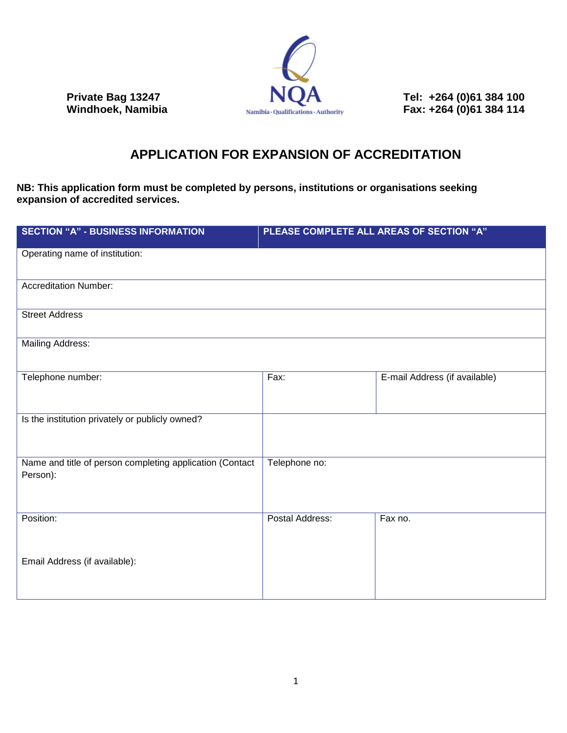Private Bag 13247
Windhoek, Namibia

NQA
Namibia · Qualifications · Authority

Tel: +264 (0)61 384 100
Fax: +264 (0)61 384 114

# APPLICATION FOR EXPANSION OF ACCREDITATION

**NB: This application form must be completed by persons, institutions or organisations seeking expansion of accredited services.**

| SECTION "A" - BUSINESS INFORMATION | PLEASE COMPLETE ALL AREAS OF SECTION "A" | |
|---|---|---|
| Operating name of institution: | | |
| Accreditation Number: | | |
| Street Address | | |
| Mailing Address: | | |
| Telephone number: | Fax: | E-mail Address (if available) |
| Is the institution privately or publicly owned? | | |
| Name and title of person completing application (Contact Person): | Telephone no: | |
| Position:<br><br>Email Address (if available): | Postal Address: | Fax no. |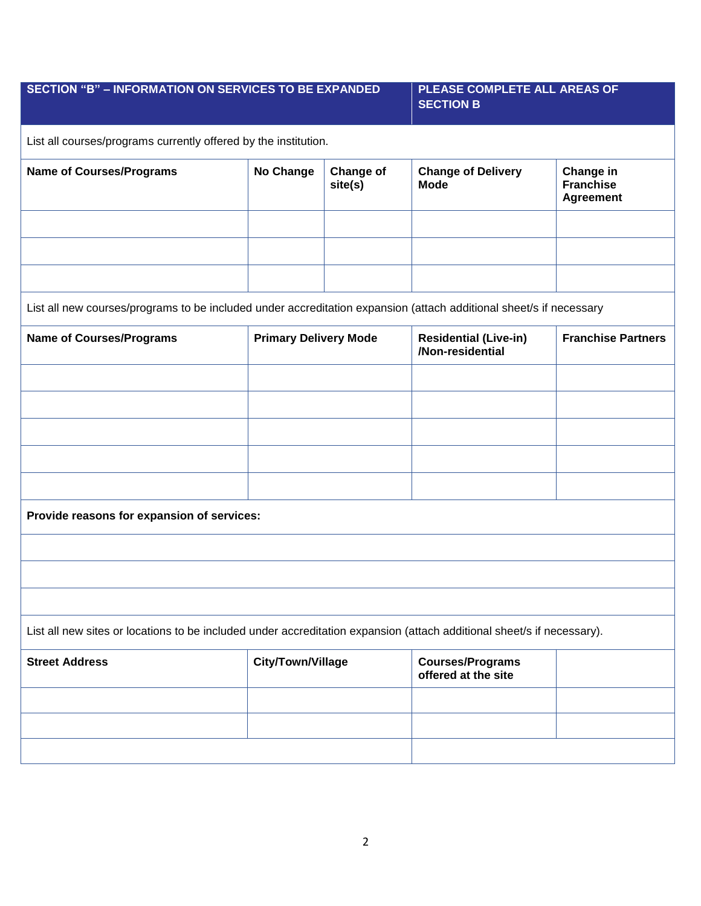| SECTION "B" – INFORMATION ON SERVICES TO BE EXPANDED | PLEASE COMPLETE ALL AREAS OF SECTION B |
|---|---|

List all courses/programs currently offered by the institution.

| Name of Courses/Programs | No Change | Change of site(s) | Change of Delivery Mode | Change in Franchise Agreement |
|---|---|---|---|---|
| | | | | |
| | | | | |
| | | | | |

List all new courses/programs to be included under accreditation expansion (attach additional sheet/s if necessary

| Name of Courses/Programs | Primary Delivery Mode | Residential (Live-in) /Non-residential | Franchise Partners |
|---|---|---|---|
| | | | |
| | | | |
| | | | |
| | | | |
| | | | |

**Provide reasons for expansion of services:**

| |
|---|
| |
| |
| |

List all new sites or locations to be included under accreditation expansion (attach additional sheet/s if necessary).

| Street Address | City/Town/Village | Courses/Programs offered at the site | |
|---|---|---|---|
| | | | |
| | | | |
| | | | |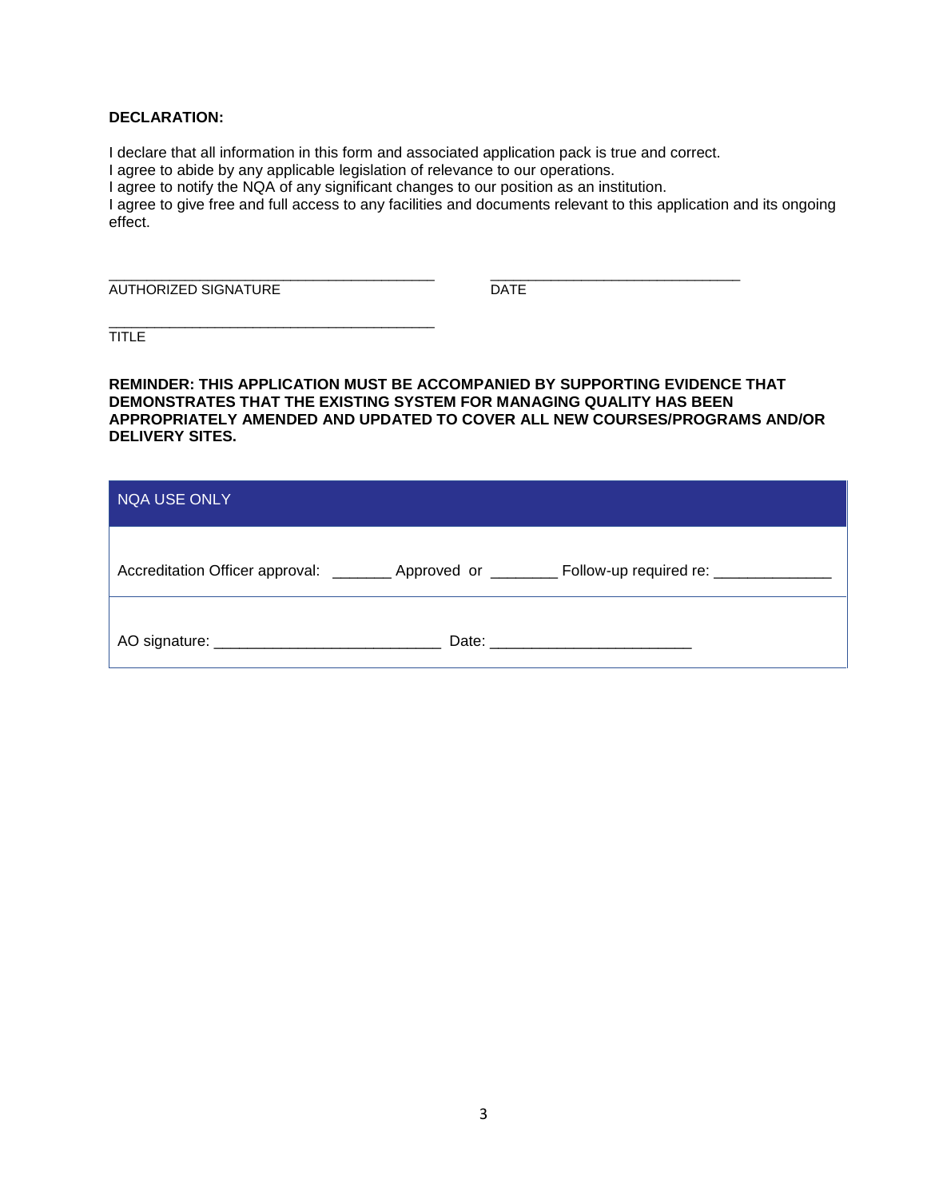**DECLARATION:**

I declare that all information in this form and associated application pack is true and correct.
I agree to abide by any applicable legislation of relevance to our operations.
I agree to notify the NQA of any significant changes to our position as an institution.
I agree to give free and full access to any facilities and documents relevant to this application and its ongoing effect.

\_\_\_\_\_\_\_\_\_\_\_\_\_\_\_\_\_\_\_\_\_\_\_\_\_\_\_\_\_\_\_\_\_\_\_\_\_\_\_\_ \_\_\_\_\_\_\_\_\_\_\_\_\_\_\_\_\_\_\_\_\_\_\_\_\_\_\_\_\_\_\_\_
AUTHORIZED SIGNATURE DATE

\_\_\_\_\_\_\_\_\_\_\_\_\_\_\_\_\_\_\_\_\_\_\_\_\_\_\_\_\_\_\_\_\_\_\_\_\_\_\_\_
TITLE

**REMINDER: THIS APPLICATION MUST BE ACCOMPANIED BY SUPPORTING EVIDENCE THAT DEMONSTRATES THAT THE EXISTING SYSTEM FOR MANAGING QUALITY HAS BEEN APPROPRIATELY AMENDED AND UPDATED TO COVER ALL NEW COURSES/PROGRAMS AND/OR DELIVERY SITES.**

| NQA USE ONLY |
|---|
| Accreditation Officer approval: _______ Approved or ________ Follow-up required re: ______________ |
| AO signature: ___________________________ Date: ________________________ |